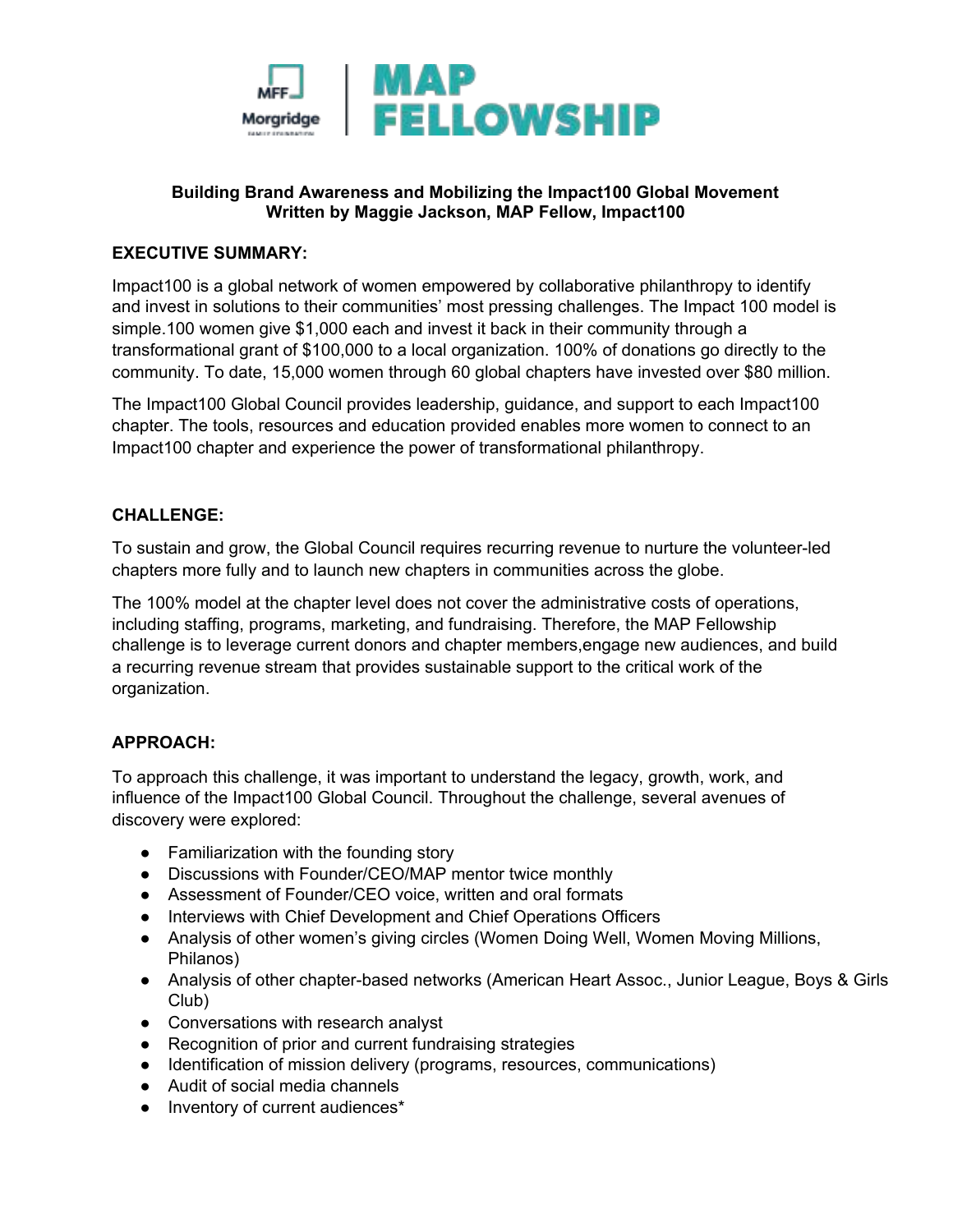**Building Brand Awareness and Mobilizing the Impact100 Global Movement**
**Written by Maggie Jackson, MAP Fellow, Impact100**

## EXECUTIVE SUMMARY:

Impact100 is a global network of women empowered by collaborative philanthropy to identify and invest in solutions to their communities' most pressing challenges. The Impact 100 model is simple.100 women give $1,000 each and invest it back in their community through a transformational grant of $100,000 to a local organization. 100% of donations go directly to the community. To date, 15,000 women through 60 global chapters have invested over $80 million.

The Impact100 Global Council provides leadership, guidance, and support to each Impact100 chapter. The tools, resources and education provided enables more women to connect to an Impact100 chapter and experience the power of transformational philanthropy.

## CHALLENGE:

To sustain and grow, the Global Council requires recurring revenue to nurture the volunteer-led chapters more fully and to launch new chapters in communities across the globe.

The 100% model at the chapter level does not cover the administrative costs of operations, including staffing, programs, marketing, and fundraising. Therefore, the MAP Fellowship challenge is to leverage current donors and chapter members,engage new audiences, and build a recurring revenue stream that provides sustainable support to the critical work of the organization.

## APPROACH:

To approach this challenge, it was important to understand the legacy, growth, work, and influence of the Impact100 Global Council. Throughout the challenge, several avenues of discovery were explored:

- Familiarization with the founding story
- Discussions with Founder/CEO/MAP mentor twice monthly
- Assessment of Founder/CEO voice, written and oral formats
- Interviews with Chief Development and Chief Operations Officers
- Analysis of other women's giving circles (Women Doing Well, Women Moving Millions, Philanos)
- Analysis of other chapter-based networks (American Heart Assoc., Junior League, Boys & Girls Club)
- Conversations with research analyst
- Recognition of prior and current fundraising strategies
- Identification of mission delivery (programs, resources, communications)
- Audit of social media channels
- Inventory of current audiences*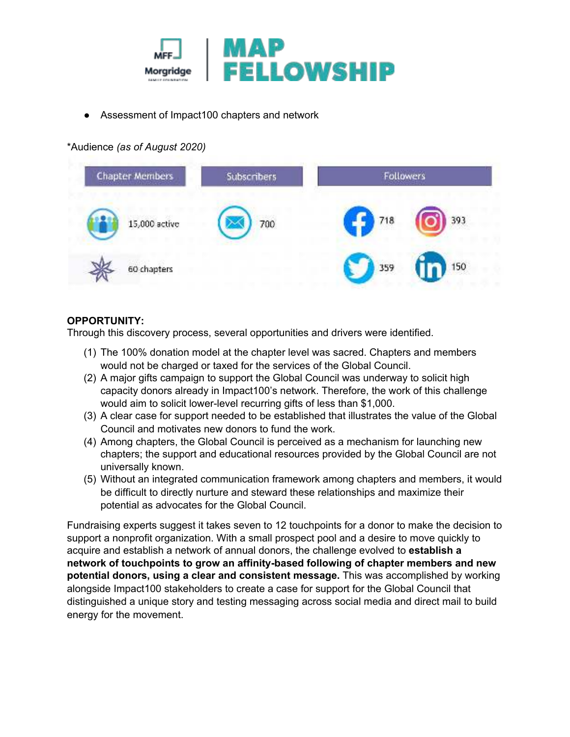- Assessment of Impact100 chapters and network

*Audience *(as of August 2020)*

| Chapter Members | Subscribers | Followers | |
|---|---|---|---|
| 15,000 active | 700 | Facebook: 718 | Instagram: 393 |
| 60 chapters | | Twitter: 359 | LinkedIn: 150 |

**OPPORTUNITY:**
Through this discovery process, several opportunities and drivers were identified.

(1) The 100% donation model at the chapter level was sacred. Chapters and members would not be charged or taxed for the services of the Global Council.
(2) A major gifts campaign to support the Global Council was underway to solicit high capacity donors already in Impact100's network. Therefore, the work of this challenge would aim to solicit lower-level recurring gifts of less than $1,000.
(3) A clear case for support needed to be established that illustrates the value of the Global Council and motivates new donors to fund the work.
(4) Among chapters, the Global Council is perceived as a mechanism for launching new chapters; the support and educational resources provided by the Global Council are not universally known.
(5) Without an integrated communication framework among chapters and members, it would be difficult to directly nurture and steward these relationships and maximize their potential as advocates for the Global Council.

Fundraising experts suggest it takes seven to 12 touchpoints for a donor to make the decision to support a nonprofit organization. With a small prospect pool and a desire to move quickly to acquire and establish a network of annual donors, the challenge evolved to **establish a network of touchpoints to grow an affinity-based following of chapter members and new potential donors, using a clear and consistent message.** This was accomplished by working alongside Impact100 stakeholders to create a case for support for the Global Council that distinguished a unique story and testing messaging across social media and direct mail to build energy for the movement.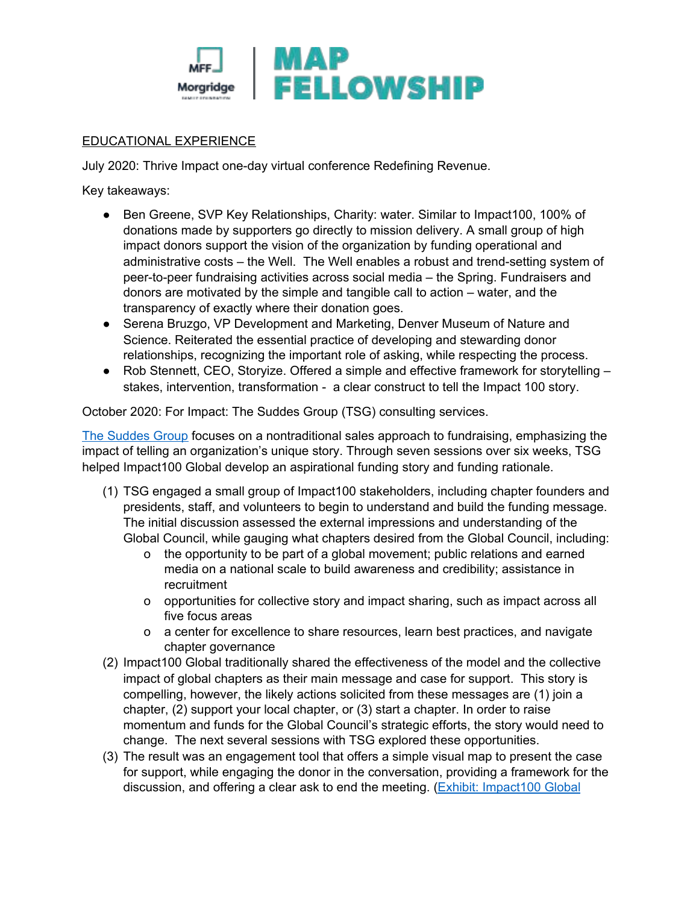EDUCATIONAL EXPERIENCE

July 2020: Thrive Impact one-day virtual conference Redefining Revenue.

Key takeaways:

- Ben Greene, SVP Key Relationships, Charity: water. Similar to Impact100, 100% of donations made by supporters go directly to mission delivery. A small group of high impact donors support the vision of the organization by funding operational and administrative costs – the Well. The Well enables a robust and trend-setting system of peer-to-peer fundraising activities across social media – the Spring. Fundraisers and donors are motivated by the simple and tangible call to action – water, and the transparency of exactly where their donation goes.
- Serena Bruzgo, VP Development and Marketing, Denver Museum of Nature and Science. Reiterated the essential practice of developing and stewarding donor relationships, recognizing the important role of asking, while respecting the process.
- Rob Stennett, CEO, Storyize. Offered a simple and effective framework for storytelling – stakes, intervention, transformation - a clear construct to tell the Impact 100 story.

October 2020: For Impact: The Suddes Group (TSG) consulting services.

[The Suddes Group] focuses on a nontraditional sales approach to fundraising, emphasizing the impact of telling an organization's unique story. Through seven sessions over six weeks, TSG helped Impact100 Global develop an aspirational funding story and funding rationale.

(1) TSG engaged a small group of Impact100 stakeholders, including chapter founders and presidents, staff, and volunteers to begin to understand and build the funding message. The initial discussion assessed the external impressions and understanding of the Global Council, while gauging what chapters desired from the Global Council, including:
   - the opportunity to be part of a global movement; public relations and earned media on a national scale to build awareness and credibility; assistance in recruitment
   - opportunities for collective story and impact sharing, such as impact across all five focus areas
   - a center for excellence to share resources, learn best practices, and navigate chapter governance

(2) Impact100 Global traditionally shared the effectiveness of the model and the collective impact of global chapters as their main message and case for support. This story is compelling, however, the likely actions solicited from these messages are (1) join a chapter, (2) support your local chapter, or (3) start a chapter. In order to raise momentum and funds for the Global Council's strategic efforts, the story would need to change. The next several sessions with TSG explored these opportunities.

(3) The result was an engagement tool that offers a simple visual map to present the case for support, while engaging the donor in the conversation, providing a framework for the discussion, and offering a clear ask to end the meeting. (Exhibit: Impact100 Global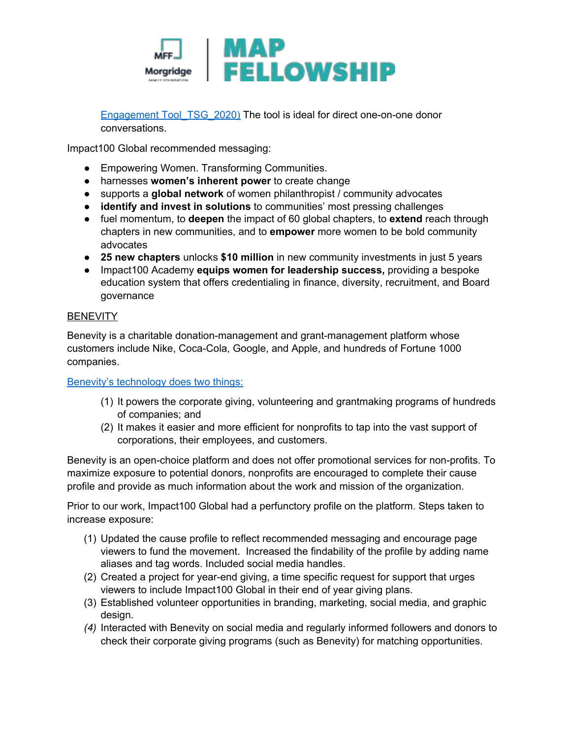Engagement Tool_TSG_2020) The tool is ideal for direct one-on-one donor conversations.

Impact100 Global recommended messaging:

- Empowering Women. Transforming Communities.
- harnesses **women's inherent power** to create change
- supports a **global network** of women philanthropist / community advocates
- **identify and invest in solutions** to communities' most pressing challenges
- fuel momentum, to **deepen** the impact of 60 global chapters, to **extend** reach through chapters in new communities, and to **empower** more women to be bold community advocates
- **25 new chapters** unlocks **$10 million** in new community investments in just 5 years
- Impact100 Academy **equips women for leadership success,** providing a bespoke education system that offers credentialing in finance, diversity, recruitment, and Board governance

<u>BENEVITY</u>

Benevity is a charitable donation-management and grant-management platform whose customers include Nike, Coca-Cola, Google, and Apple, and hundreds of Fortune 1000 companies.

Benevity's technology does two things:

1. It powers the corporate giving, volunteering and grantmaking programs of hundreds of companies; and
2. It makes it easier and more efficient for nonprofits to tap into the vast support of corporations, their employees, and customers.

Benevity is an open-choice platform and does not offer promotional services for non-profits. To maximize exposure to potential donors, nonprofits are encouraged to complete their cause profile and provide as much information about the work and mission of the organization.

Prior to our work, Impact100 Global had a perfunctory profile on the platform. Steps taken to increase exposure:

1. Updated the cause profile to reflect recommended messaging and encourage page viewers to fund the movement. Increased the findability of the profile by adding name aliases and tag words. Included social media handles.
2. Created a project for year-end giving, a time specific request for support that urges viewers to include Impact100 Global in their end of year giving plans.
3. Established volunteer opportunities in branding, marketing, social media, and graphic design.
4. Interacted with Benevity on social media and regularly informed followers and donors to check their corporate giving programs (such as Benevity) for matching opportunities.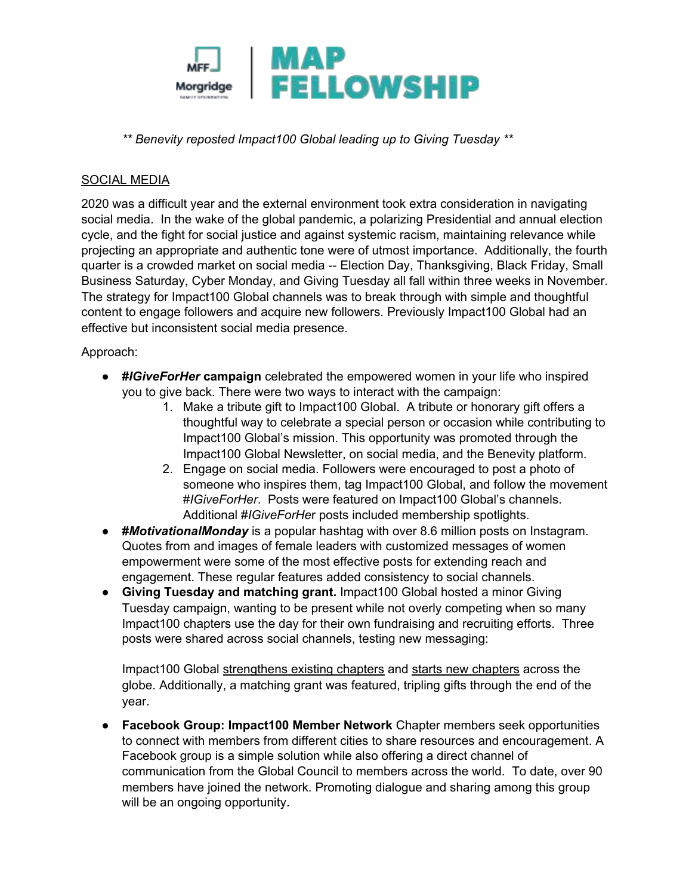*** Benevity reposted Impact100 Global leading up to Giving Tuesday ***

<u>SOCIAL MEDIA</u>

2020 was a difficult year and the external environment took extra consideration in navigating social media. In the wake of the global pandemic, a polarizing Presidential and annual election cycle, and the fight for social justice and against systemic racism, maintaining relevance while projecting an appropriate and authentic tone were of utmost importance. Additionally, the fourth quarter is a crowded market on social media -- Election Day, Thanksgiving, Black Friday, Small Business Saturday, Cyber Monday, and Giving Tuesday all fall within three weeks in November. The strategy for Impact100 Global channels was to break through with simple and thoughtful content to engage followers and acquire new followers. Previously Impact100 Global had an effective but inconsistent social media presence.

Approach:

- ***#IGiveForHer* campaign** celebrated the empowered women in your life who inspired you to give back. There were two ways to interact with the campaign:
    1. Make a tribute gift to Impact100 Global. A tribute or honorary gift offers a thoughtful way to celebrate a special person or occasion while contributing to Impact100 Global's mission. This opportunity was promoted through the Impact100 Global Newsletter, on social media, and the Benevity platform.
    2. Engage on social media. Followers were encouraged to post a photo of someone who inspires them, tag Impact100 Global, and follow the movement *#IGiveForHer*. Posts were featured on Impact100 Global's channels. Additional *#IGiveForHe*r posts included membership spotlights.
- ***#MotivationalMonday*** is a popular hashtag with over 8.6 million posts on Instagram. Quotes from and images of female leaders with customized messages of women empowerment were some of the most effective posts for extending reach and engagement. These regular features added consistency to social channels.
- **Giving Tuesday and matching grant.** Impact100 Global hosted a minor Giving Tuesday campaign, wanting to be present while not overly competing when so many Impact100 chapters use the day for their own fundraising and recruiting efforts. Three posts were shared across social channels, testing new messaging:

    Impact100 Global <u>strengthens existing chapters</u> and <u>starts new chapters</u> across the globe. Additionally, a matching grant was featured, tripling gifts through the end of the year.

- **Facebook Group: Impact100 Member Network** Chapter members seek opportunities to connect with members from different cities to share resources and encouragement. A Facebook group is a simple solution while also offering a direct channel of communication from the Global Council to members across the world. To date, over 90 members have joined the network. Promoting dialogue and sharing among this group will be an ongoing opportunity.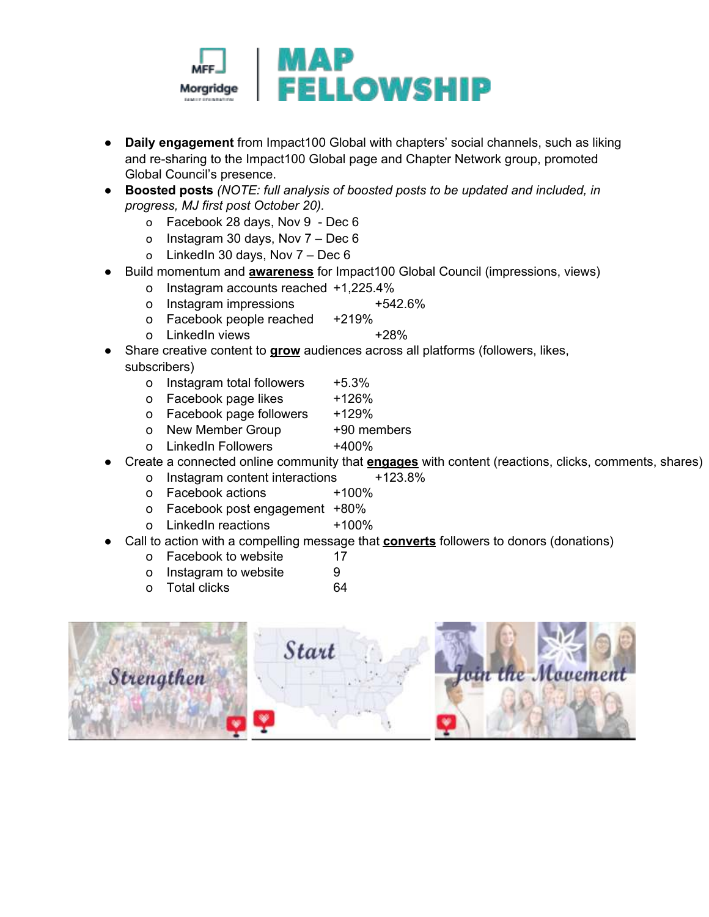- **Daily engagement** from Impact100 Global with chapters' social channels, such as liking and re-sharing to the Impact100 Global page and Chapter Network group, promoted Global Council's presence.
- **Boosted posts** *(NOTE: full analysis of boosted posts to be updated and included, in progress, MJ first post October 20).*
  - Facebook 28 days, Nov 9 - Dec 6
  - Instagram 30 days, Nov 7 – Dec 6
  - LinkedIn 30 days, Nov 7 – Dec 6
- Build momentum and **<u>awareness</u>** for Impact100 Global Council (impressions, views)
  - Instagram accounts reached +1,225.4%
  - Instagram impressions +542.6%
  - Facebook people reached +219%
  - LinkedIn views +28%
- Share creative content to **<u>grow</u>** audiences across all platforms (followers, likes, subscribers)
  - Instagram total followers +5.3%
  - Facebook page likes +126%
  - Facebook page followers +129%
  - New Member Group +90 members
  - LinkedIn Followers +400%
- Create a connected online community that **<u>engages</u>** with content (reactions, clicks, comments, shares)
  - Instagram content interactions +123.8%
  - Facebook actions +100%
  - Facebook post engagement +80%
  - LinkedIn reactions +100%
- Call to action with a compelling message that **<u>converts</u>** followers to donors (donations)
  - Facebook to website 17
  - Instagram to website 9
  - Total clicks 64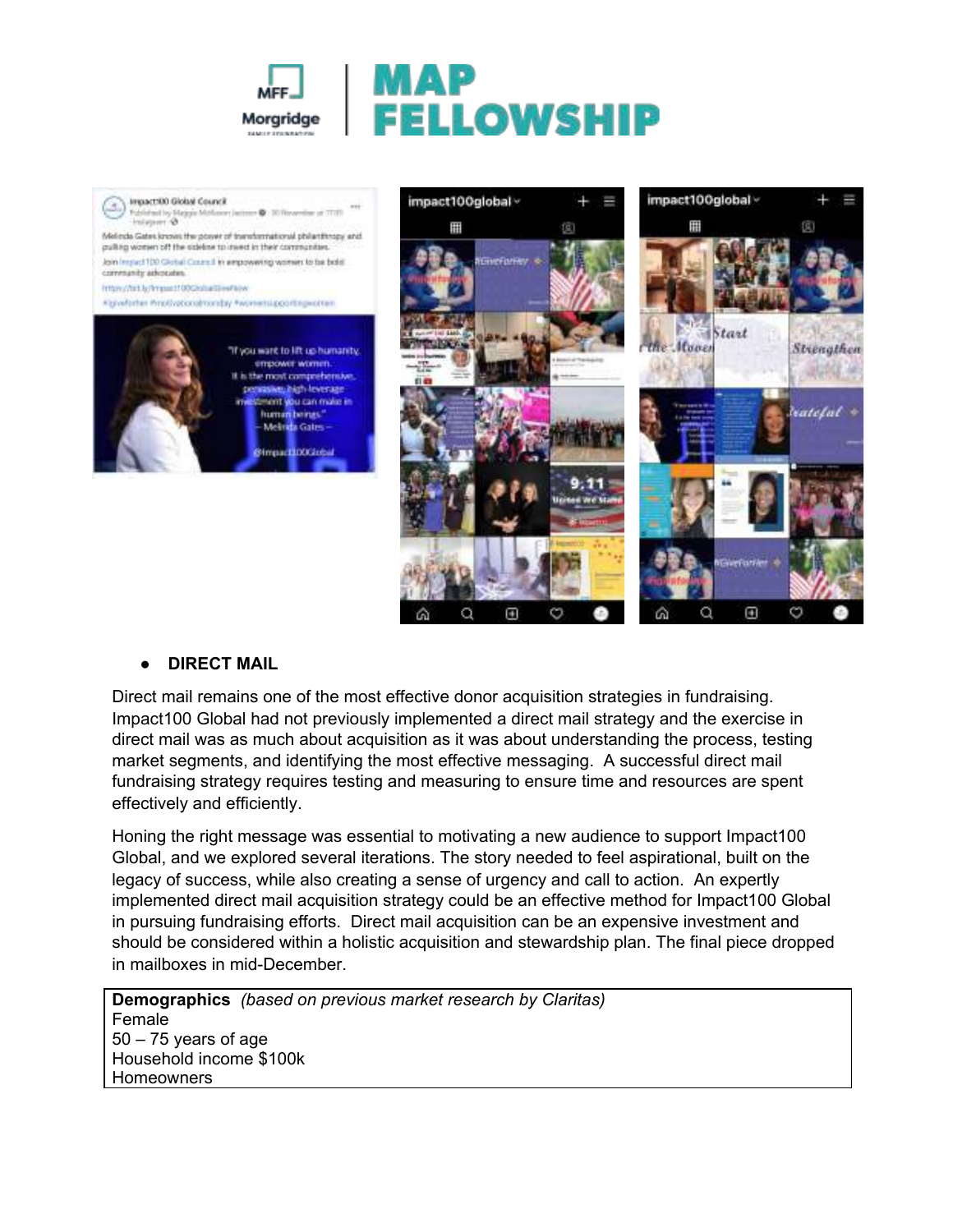- **DIRECT MAIL**

Direct mail remains one of the most effective donor acquisition strategies in fundraising. Impact100 Global had not previously implemented a direct mail strategy and the exercise in direct mail was as much about acquisition as it was about understanding the process, testing market segments, and identifying the most effective messaging. A successful direct mail fundraising strategy requires testing and measuring to ensure time and resources are spent effectively and efficiently.

Honing the right message was essential to motivating a new audience to support Impact100 Global, and we explored several iterations. The story needed to feel aspirational, built on the legacy of success, while also creating a sense of urgency and call to action. An expertly implemented direct mail acquisition strategy could be an effective method for Impact100 Global in pursuing fundraising efforts. Direct mail acquisition can be an expensive investment and should be considered within a holistic acquisition and stewardship plan. The final piece dropped in mailboxes in mid-December.

| **Demographics** *(based on previous market research by Claritas)* |
| --- |
| Female |
| 50 – 75 years of age |
| Household income $100k |
| Homeowners |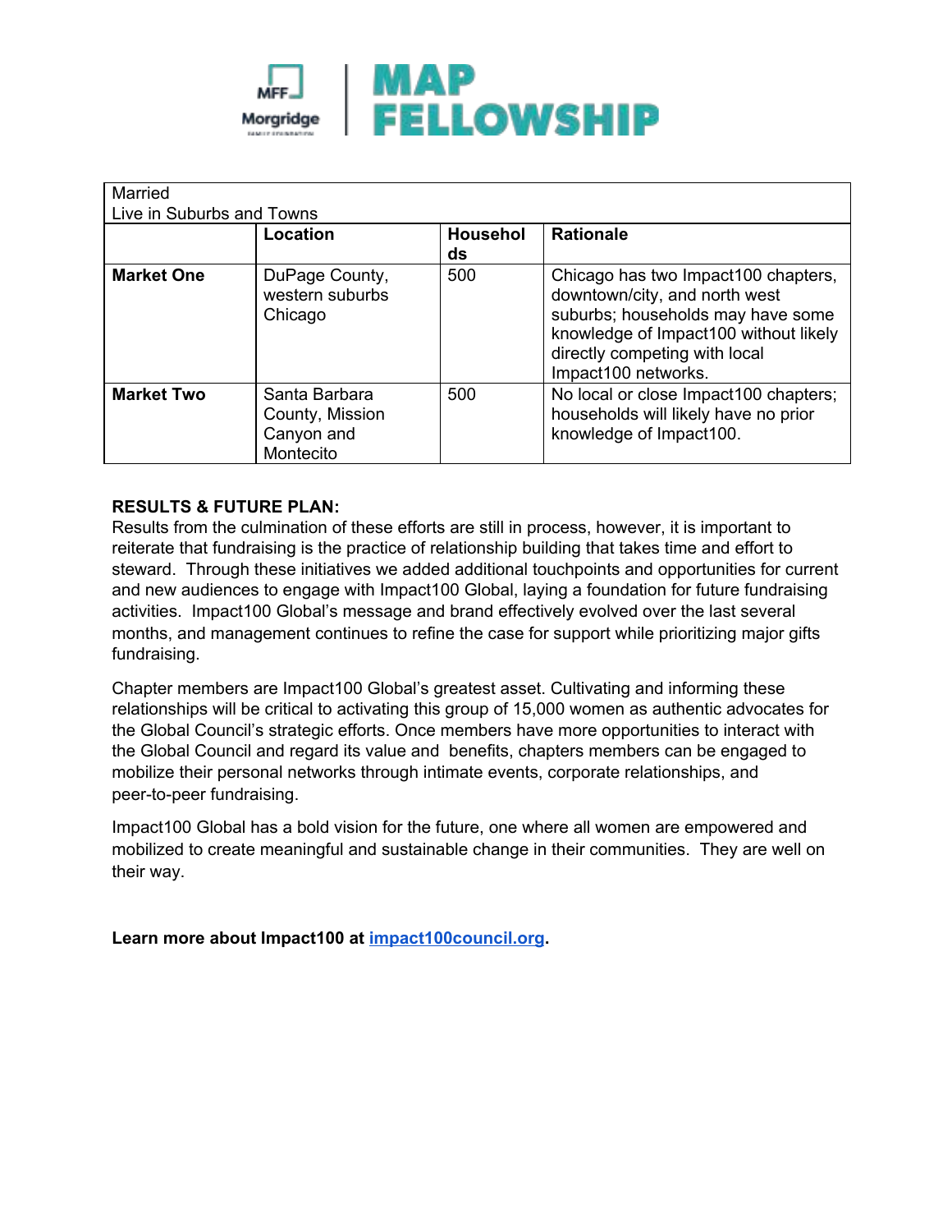| Married<br>Live in Suburbs and Towns | | | |
|---|---|---|---|
| | **Location** | **Households** | **Rationale** |
| **Market One** | DuPage County, western suburbs Chicago | 500 | Chicago has two Impact100 chapters, downtown/city, and north west suburbs; households may have some knowledge of Impact100 without likely directly competing with local Impact100 networks. |
| **Market Two** | Santa Barbara County, Mission Canyon and Montecito | 500 | No local or close Impact100 chapters; households will likely have no prior knowledge of Impact100. |

**RESULTS & FUTURE PLAN:**

Results from the culmination of these efforts are still in process, however, it is important to reiterate that fundraising is the practice of relationship building that takes time and effort to steward. Through these initiatives we added additional touchpoints and opportunities for current and new audiences to engage with Impact100 Global, laying a foundation for future fundraising activities. Impact100 Global's message and brand effectively evolved over the last several months, and management continues to refine the case for support while prioritizing major gifts fundraising.

Chapter members are Impact100 Global's greatest asset. Cultivating and informing these relationships will be critical to activating this group of 15,000 women as authentic advocates for the Global Council's strategic efforts. Once members have more opportunities to interact with the Global Council and regard its value and benefits, chapters members can be engaged to mobilize their personal networks through intimate events, corporate relationships, and peer-to-peer fundraising.

Impact100 Global has a bold vision for the future, one where all women are empowered and mobilized to create meaningful and sustainable change in their communities. They are well on their way.

**Learn more about Impact100 at [impact100council.org](impact100council.org).**